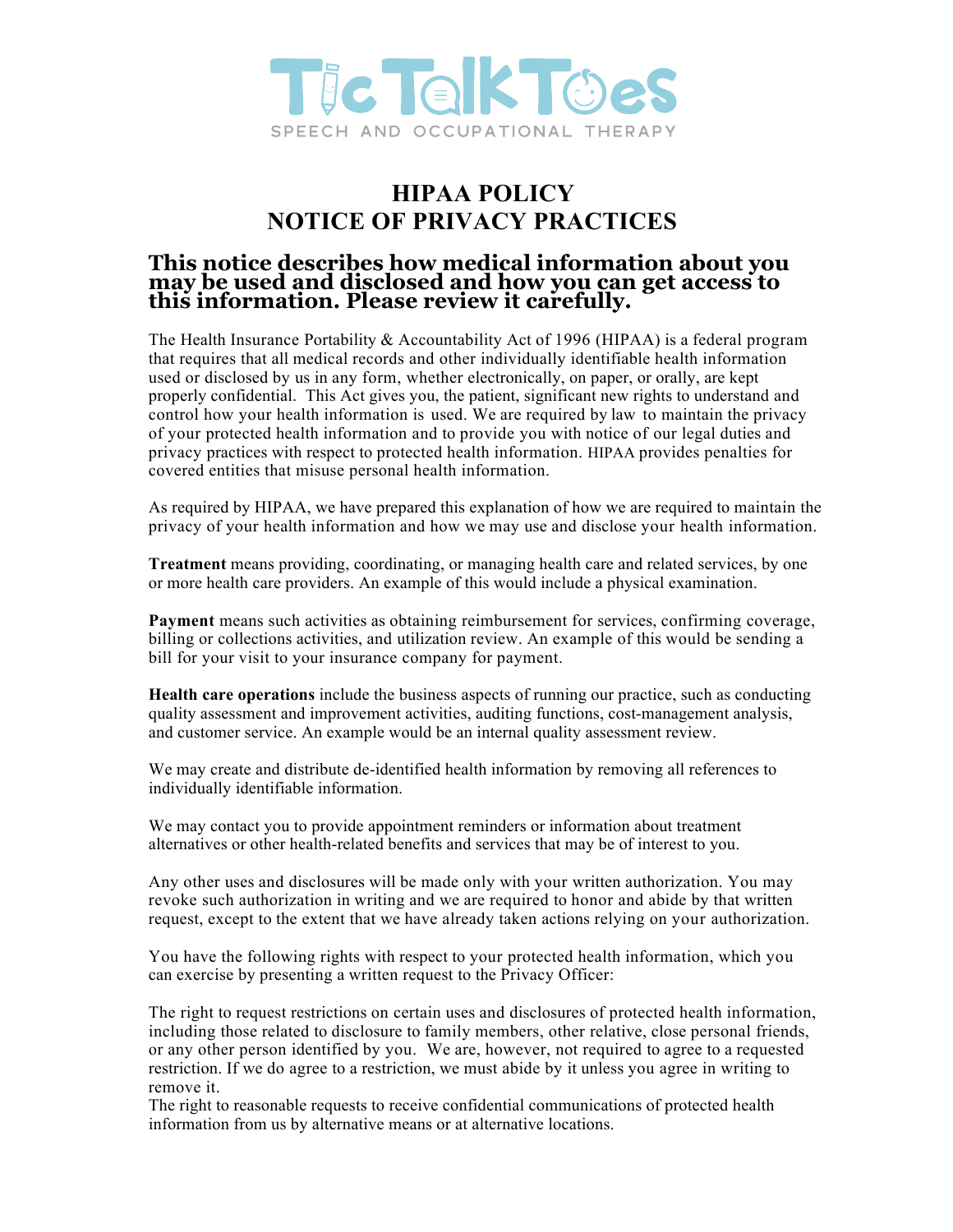TicTalkToes

SPEECH AND OCCUPATIONAL THERAPY

# HIPAA POLICY
# NOTICE OF PRIVACY PRACTICES

## This notice describes how medical information about you may be used and disclosed and how you can get access to this information. Please review it carefully.

The Health Insurance Portability & Accountability Act of 1996 (HIPAA) is a federal program that requires that all medical records and other individually identifiable health information used or disclosed by us in any form, whether electronically, on paper, or orally, are kept properly confidential. This Act gives you, the patient, significant new rights to understand and control how your health information is used. We are required by law to maintain the privacy of your protected health information and to provide you with notice of our legal duties and privacy practices with respect to protected health information. HIPAA provides penalties for covered entities that misuse personal health information.

As required by HIPAA, we have prepared this explanation of how we are required to maintain the privacy of your health information and how we may use and disclose your health information.

**Treatment** means providing, coordinating, or managing health care and related services, by one or more health care providers. An example of this would include a physical examination.

**Payment** means such activities as obtaining reimbursement for services, confirming coverage, billing or collections activities, and utilization review. An example of this would be sending a bill for your visit to your insurance company for payment.

**Health care operations** include the business aspects of running our practice, such as conducting quality assessment and improvement activities, auditing functions, cost-management analysis, and customer service. An example would be an internal quality assessment review.

We may create and distribute de-identified health information by removing all references to individually identifiable information.

We may contact you to provide appointment reminders or information about treatment alternatives or other health-related benefits and services that may be of interest to you.

Any other uses and disclosures will be made only with your written authorization. You may revoke such authorization in writing and we are required to honor and abide by that written request, except to the extent that we have already taken actions relying on your authorization.

You have the following rights with respect to your protected health information, which you can exercise by presenting a written request to the Privacy Officer:

The right to request restrictions on certain uses and disclosures of protected health information, including those related to disclosure to family members, other relative, close personal friends, or any other person identified by you. We are, however, not required to agree to a requested restriction. If we do agree to a restriction, we must abide by it unless you agree in writing to remove it.
The right to reasonable requests to receive confidential communications of protected health information from us by alternative means or at alternative locations.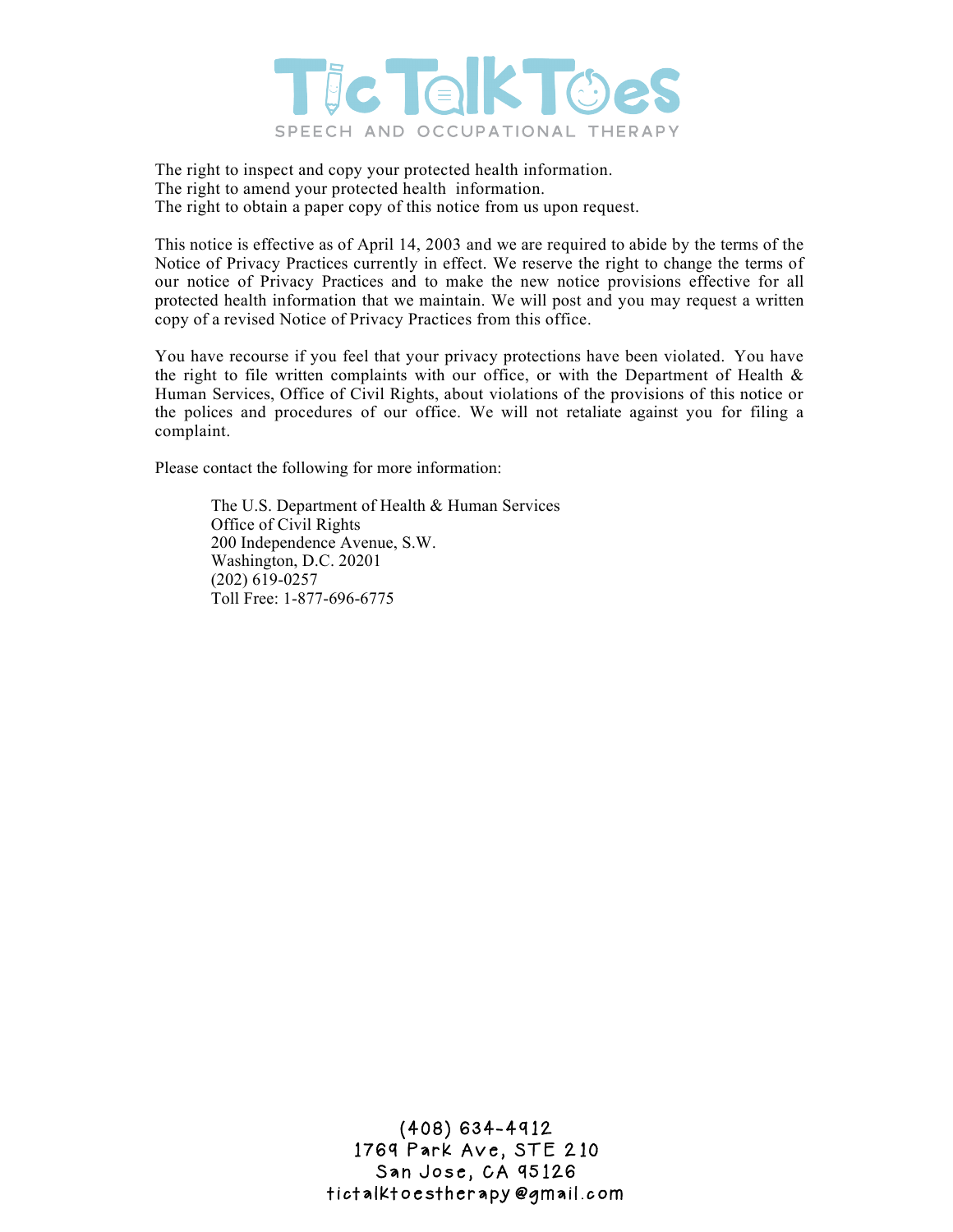The right to inspect and copy your protected health information.
The right to amend your protected health information.
The right to obtain a paper copy of this notice from us upon request.

This notice is effective as of April 14, 2003 and we are required to abide by the terms of the Notice of Privacy Practices currently in effect. We reserve the right to change the terms of our notice of Privacy Practices and to make the new notice provisions effective for all protected health information that we maintain. We will post and you may request a written copy of a revised Notice of Privacy Practices from this office.

You have recourse if you feel that your privacy protections have been violated. You have the right to file written complaints with our office, or with the Department of Health & Human Services, Office of Civil Rights, about violations of the provisions of this notice or the polices and procedures of our office. We will not retaliate against you for filing a complaint.

Please contact the following for more information:

> The U.S. Department of Health & Human Services
> Office of Civil Rights
> 200 Independence Avenue, S.W.
> Washington, D.C. 20201
> (202) 619-0257
> Toll Free: 1-877-696-6775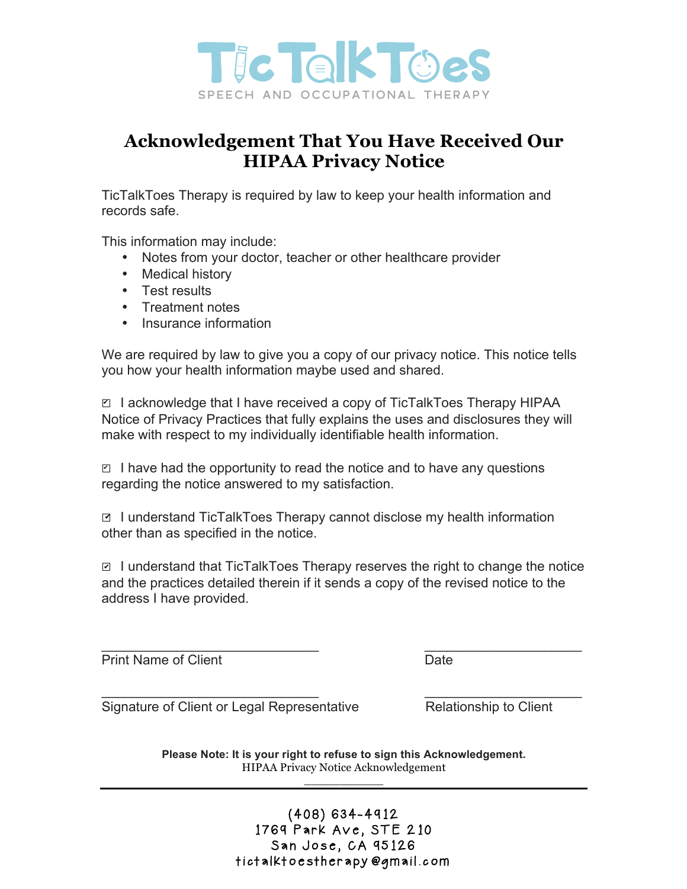TicTalkToes

SPEECH AND OCCUPATIONAL THERAPY

# Acknowledgement That You Have Received Our HIPAA Privacy Notice

TicTalkToes Therapy is required by law to keep your health information and records safe.

This information may include:

- Notes from your doctor, teacher or other healthcare provider
- Medical history
- Test results
- Treatment notes
- Insurance information

We are required by law to give you a copy of our privacy notice. This notice tells you how your health information maybe used and shared.

☑ I acknowledge that I have received a copy of TicTalkToes Therapy HIPAA Notice of Privacy Practices that fully explains the uses and disclosures they will make with respect to my individually identifiable health information.

☑ I have had the opportunity to read the notice and to have any questions regarding the notice answered to my satisfaction.

☑ I understand TicTalkToes Therapy cannot disclose my health information other than as specified in the notice.

☑ I understand that TicTalkToes Therapy reserves the right to change the notice and the practices detailed therein if it sends a copy of the revised notice to the address I have provided.

______________________________ Print Name of Client

______________________ Date

______________________________ Signature of Client or Legal Representative

______________________ Relationship to Client

**Please Note: It is your right to refuse to sign this Acknowledgement.**

HIPAA Privacy Notice Acknowledgement

(408) 634-4912
1769 Park Ave, STE 210
San Jose, CA 95126
tictalktoestherapy@gmail.com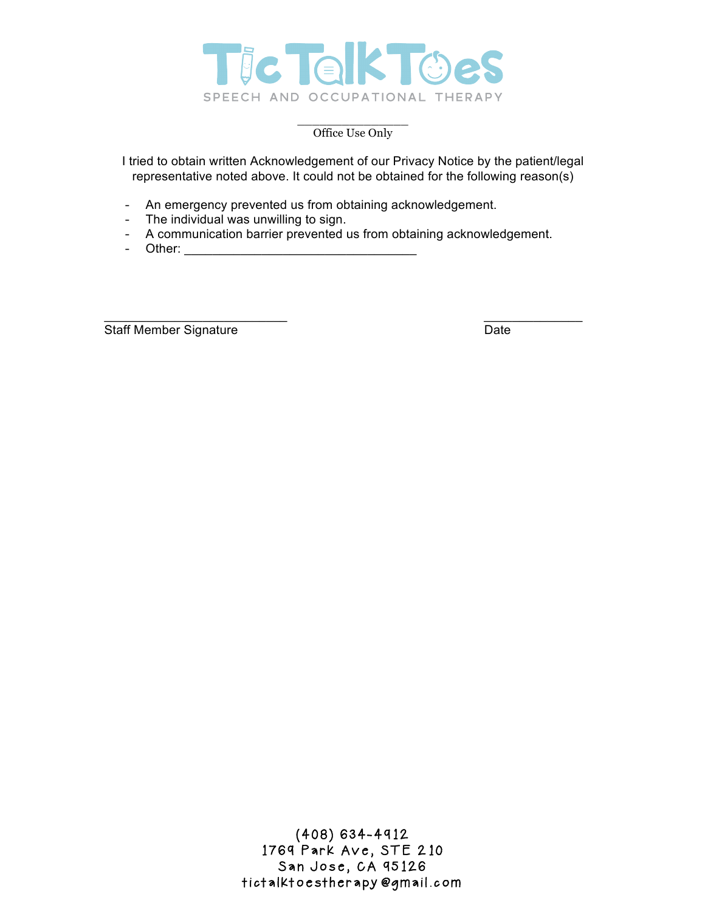# TicTalkToes

SPEECH AND OCCUPATIONAL THERAPY

_______________
Office Use Only

I tried to obtain written Acknowledgement of our Privacy Notice by the patient/legal representative noted above. It could not be obtained for the following reason(s)

- An emergency prevented us from obtaining acknowledgement.
- The individual was unwilling to sign.
- A communication barrier prevented us from obtaining acknowledgement.
- Other: _________________________________

___________________________ Staff Member Signature

______________ Date

(408) 634-4912
1769 Park Ave, STE 210
San Jose, CA 95126
tictalktoestherapy@gmail.com